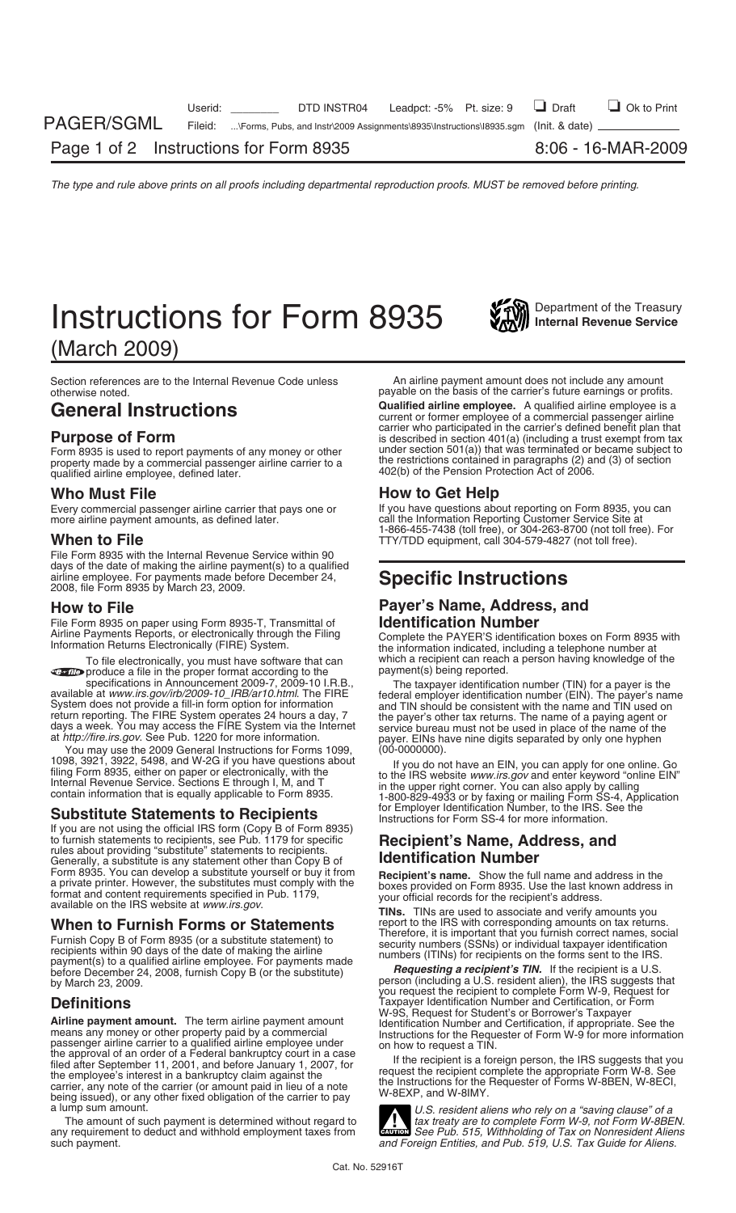# Instructions for Form 8935

Department of the Treasury
**Internal Revenue Service**

(March 2009)

Section references are to the Internal Revenue Code unless otherwise noted.

## General Instructions

### Purpose of Form

Form 8935 is used to report payments of any money or other property made by a commercial passenger airline carrier to a qualified airline employee, defined later.

### Who Must File

Every commercial passenger airline carrier that pays one or more airline payment amounts, as defined later.

### When to File

File Form 8935 with the Internal Revenue Service within 90 days of the date of making the airline payment(s) to a qualified airline employee. For payments made before December 24, 2008, file Form 8935 by March 23, 2009.

### How to File

File Form 8935 on paper using Form 8935-T, Transmittal of Airline Payments Reports, or electronically through the Filing Information Returns Electronically (FIRE) System.

To file electronically, you must have software that can produce a file in the proper format according to the specifications in Announcement 2009-7, 2009-10 I.R.B., available at *www.irs.gov/irb/2009-10_IRB/ar10.html*. The FIRE System does not provide a fill-in form option for information return reporting. The FIRE System operates 24 hours a day, 7 days a week. You may access the FIRE System via the Internet at *http://fire.irs.gov*. See Pub. 1220 for more information.

You may use the 2009 General Instructions for Forms 1099, 1098, 3921, 3922, 5498, and W-2G if you have questions about filing Form 8935, either on paper or electronically, with the Internal Revenue Service. Sections E through I, M, and T contain information that is equally applicable to Form 8935.

### Substitute Statements to Recipients

If you are not using the official IRS form (Copy B of Form 8935) to furnish statements to recipients, see Pub. 1179 for specific rules about providing "substitute" statements to recipients. Generally, a substitute is any statement other than Copy B of Form 8935. You can develop a substitute yourself or buy it from a private printer. However, the substitutes must comply with the format and content requirements specified in Pub. 1179, available on the IRS website at *www.irs.gov*.

### When to Furnish Forms or Statements

Furnish Copy B of Form 8935 (or a substitute statement) to recipients within 90 days of the date of making the airline payment(s) to a qualified airline employee. For payments made before December 24, 2008, furnish Copy B (or the substitute) by March 23, 2009.

### Definitions

**Airline payment amount.** The term airline payment amount means any money or other property paid by a commercial passenger airline carrier to a qualified airline employee under the approval of an order of a Federal bankruptcy court in a case filed after September 11, 2001, and before January 1, 2007, for the employee's interest in a bankruptcy claim against the carrier, any note of the carrier (or amount paid in lieu of a note being issued), or any other fixed obligation of the carrier to pay a lump sum amount.

The amount of such payment is determined without regard to any requirement to deduct and withhold employment taxes from such payment.

An airline payment amount does not include any amount payable on the basis of the carrier's future earnings or profits.

**Qualified airline employee.** A qualified airline employee is a current or former employee of a commercial passenger airline carrier who participated in the carrier's defined benefit plan that is described in section 401(a) (including a trust exempt from tax under section 501(a)) that was terminated or became subject to the restrictions contained in paragraphs (2) and (3) of section 402(b) of the Pension Protection Act of 2006.

### How to Get Help

If you have questions about reporting on Form 8935, you can call the Information Reporting Customer Service Site at 1-866-455-7438 (toll free), or 304-263-8700 (not toll free). For TTY/TDD equipment, call 304-579-4827 (not toll free).

## Specific Instructions

### Payer's Name, Address, and Identification Number

Complete the PAYER'S identification boxes on Form 8935 with the information indicated, including a telephone number at which a recipient can reach a person having knowledge of the payment(s) being reported.

The taxpayer identification number (TIN) for a payer is the federal employer identification number (EIN). The payer's name and TIN should be consistent with the name and TIN used on the payer's other tax returns. The name of a paying agent or service bureau must not be used in place of the name of the payer. EINs have nine digits separated by only one hyphen (00-0000000).

If you do not have an EIN, you can apply for one online. Go to the IRS website *www.irs.gov* and enter keyword "online EIN" in the upper right corner. You can also apply by calling 1-800-829-4933 or by faxing or mailing Form SS-4, Application for Employer Identification Number, to the IRS. See the Instructions for Form SS-4 for more information.

### Recipient's Name, Address, and Identification Number

**Recipient's name.** Show the full name and address in the boxes provided on Form 8935. Use the last known address in your official records for the recipient's address.

**TINs.** TINs are used to associate and verify amounts you report to the IRS with corresponding amounts on tax returns. Therefore, it is important that you furnish correct names, social security numbers (SSNs) or individual taxpayer identification numbers (ITINs) for recipients on the forms sent to the IRS.

***Requesting a recipient's TIN.*** If the recipient is a U.S. person (including a U.S. resident alien), the IRS suggests that you request the recipient to complete Form W-9, Request for Taxpayer Identification Number and Certification, or Form W-9S, Request for Student's or Borrower's Taxpayer Identification Number and Certification, if appropriate. See the Instructions for the Requester of Form W-9 for more information on how to request a TIN.

If the recipient is a foreign person, the IRS suggests that you request the recipient complete the appropriate Form W-8. See the Instructions for the Requester of Forms W-8BEN, W-8ECI, W-8EXP, and W-8IMY.

CAUTION: *U.S. resident aliens who rely on a "saving clause" of a tax treaty are to complete Form W-9, not Form W-8BEN. See Pub. 515, Withholding of Tax on Nonresident Aliens and Foreign Entities, and Pub. 519, U.S. Tax Guide for Aliens.*

Cat. No. 52916T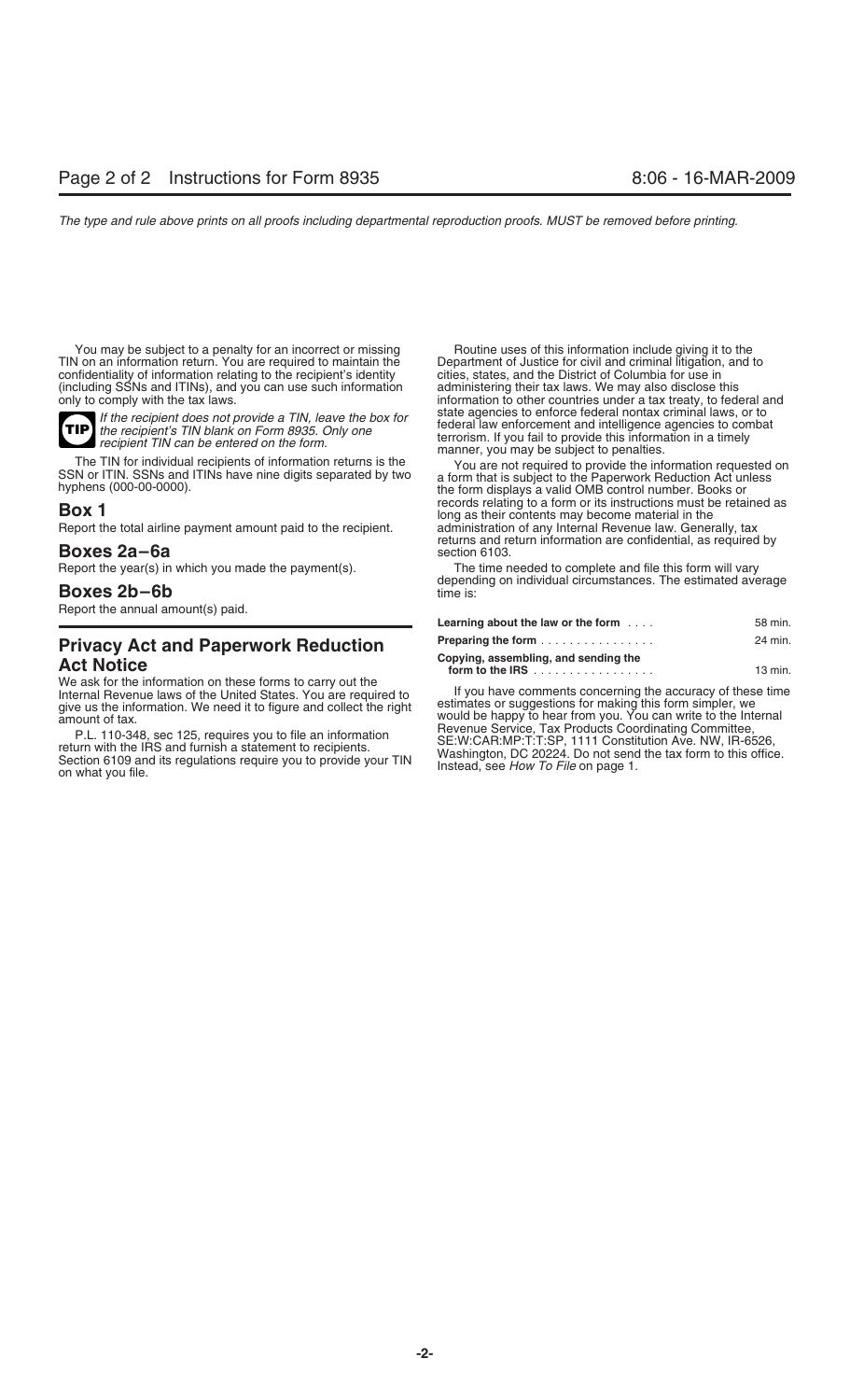The type and rule above prints on all proofs including departmental reproduction proofs. MUST be removed before printing.

You may be subject to a penalty for an incorrect or missing TIN on an information return. You are required to maintain the confidentiality of information relating to the recipient's identity (including SSNs and ITINs), and you can use such information only to comply with the tax laws.

**TIP** *If the recipient does not provide a TIN, leave the box for the recipient's TIN blank on Form 8935. Only one recipient TIN can be entered on the form.*

The TIN for individual recipients of information returns is the SSN or ITIN. SSNs and ITINs have nine digits separated by two hyphens (000-00-0000).

## Box 1

Report the total airline payment amount paid to the recipient.

## Boxes 2a–6a

Report the year(s) in which you made the payment(s).

## Boxes 2b–6b

Report the annual amount(s) paid.

## Privacy Act and Paperwork Reduction Act Notice

We ask for the information on these forms to carry out the Internal Revenue laws of the United States. You are required to give us the information. We need it to figure and collect the right amount of tax.

P.L. 110-348, sec 125, requires you to file an information return with the IRS and furnish a statement to recipients. Section 6109 and its regulations require you to provide your TIN on what you file.

Routine uses of this information include giving it to the Department of Justice for civil and criminal litigation, and to cities, states, and the District of Columbia for use in administering their tax laws. We may also disclose this information to other countries under a tax treaty, to federal and state agencies to enforce federal nontax criminal laws, or to federal law enforcement and intelligence agencies to combat terrorism. If you fail to provide this information in a timely manner, you may be subject to penalties.

You are not required to provide the information requested on a form that is subject to the Paperwork Reduction Act unless the form displays a valid OMB control number. Books or records relating to a form or its instructions must be retained as long as their contents may become material in the administration of any Internal Revenue law. Generally, tax returns and return information are confidential, as required by section 6103.

The time needed to complete and file this form will vary depending on individual circumstances. The estimated average time is:

| | |
|---|---|
| **Learning about the law or the form** | 58 min. |
| **Preparing the form** | 24 min. |
| **Copying, assembling, and sending the form to the IRS** | 13 min. |

If you have comments concerning the accuracy of these time estimates or suggestions for making this form simpler, we would be happy to hear from you. You can write to the Internal Revenue Service, Tax Products Coordinating Committee, SE:W:CAR:MP:T:T:SP, 1111 Constitution Ave. NW, IR-6526, Washington, DC 20224. Do not send the tax form to this office. Instead, see *How To File* on page 1.